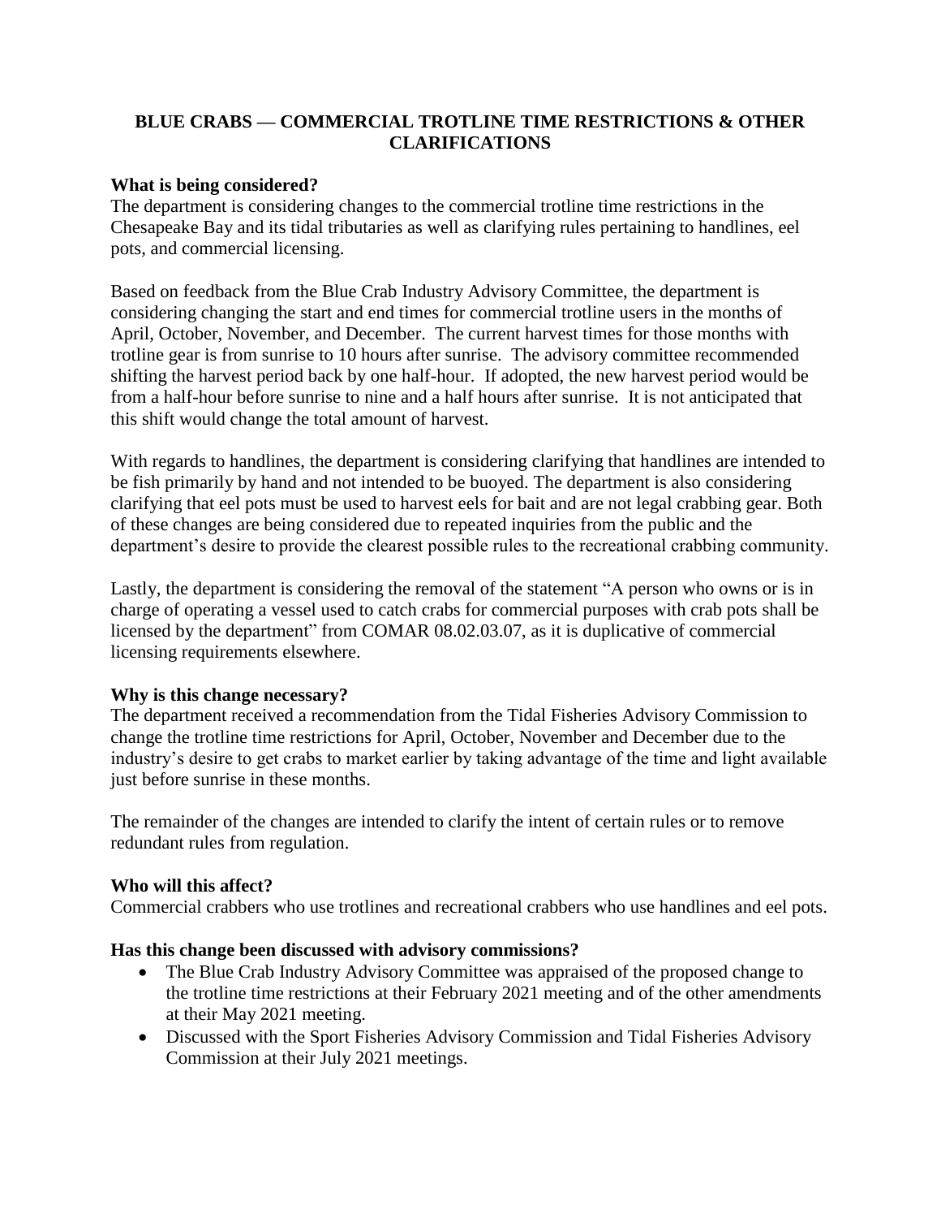# BLUE CRABS — COMMERCIAL TROTLINE TIME RESTRICTIONS & OTHER CLARIFICATIONS

**What is being considered?**

The department is considering changes to the commercial trotline time restrictions in the Chesapeake Bay and its tidal tributaries as well as clarifying rules pertaining to handlines, eel pots, and commercial licensing.

Based on feedback from the Blue Crab Industry Advisory Committee, the department is considering changing the start and end times for commercial trotline users in the months of April, October, November, and December. The current harvest times for those months with trotline gear is from sunrise to 10 hours after sunrise. The advisory committee recommended shifting the harvest period back by one half-hour. If adopted, the new harvest period would be from a half-hour before sunrise to nine and a half hours after sunrise. It is not anticipated that this shift would change the total amount of harvest.

With regards to handlines, the department is considering clarifying that handlines are intended to be fish primarily by hand and not intended to be buoyed. The department is also considering clarifying that eel pots must be used to harvest eels for bait and are not legal crabbing gear. Both of these changes are being considered due to repeated inquiries from the public and the department's desire to provide the clearest possible rules to the recreational crabbing community.

Lastly, the department is considering the removal of the statement "A person who owns or is in charge of operating a vessel used to catch crabs for commercial purposes with crab pots shall be licensed by the department" from COMAR 08.02.03.07, as it is duplicative of commercial licensing requirements elsewhere.

**Why is this change necessary?**

The department received a recommendation from the Tidal Fisheries Advisory Commission to change the trotline time restrictions for April, October, November and December due to the industry's desire to get crabs to market earlier by taking advantage of the time and light available just before sunrise in these months.

The remainder of the changes are intended to clarify the intent of certain rules or to remove redundant rules from regulation.

**Who will this affect?**

Commercial crabbers who use trotlines and recreational crabbers who use handlines and eel pots.

**Has this change been discussed with advisory commissions?**

- The Blue Crab Industry Advisory Committee was appraised of the proposed change to the trotline time restrictions at their February 2021 meeting and of the other amendments at their May 2021 meeting.
- Discussed with the Sport Fisheries Advisory Commission and Tidal Fisheries Advisory Commission at their July 2021 meetings.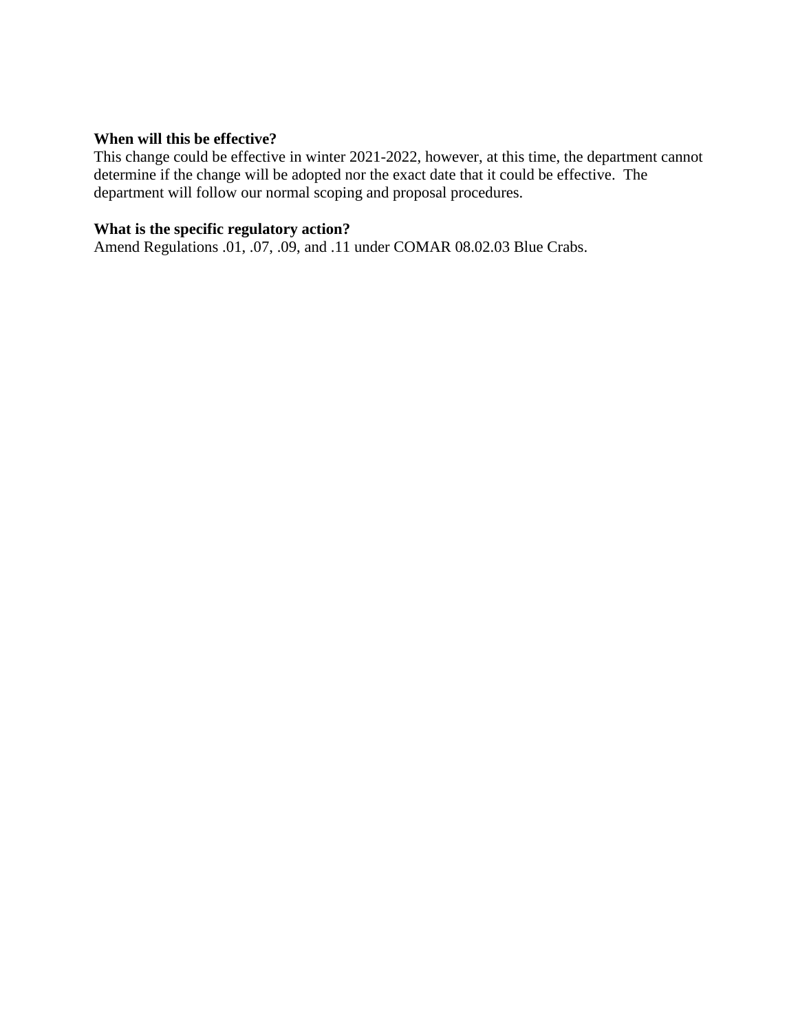**When will this be effective?**

This change could be effective in winter 2021-2022, however, at this time, the department cannot determine if the change will be adopted nor the exact date that it could be effective. The department will follow our normal scoping and proposal procedures.

**What is the specific regulatory action?**

Amend Regulations .01, .07, .09, and .11 under COMAR 08.02.03 Blue Crabs.